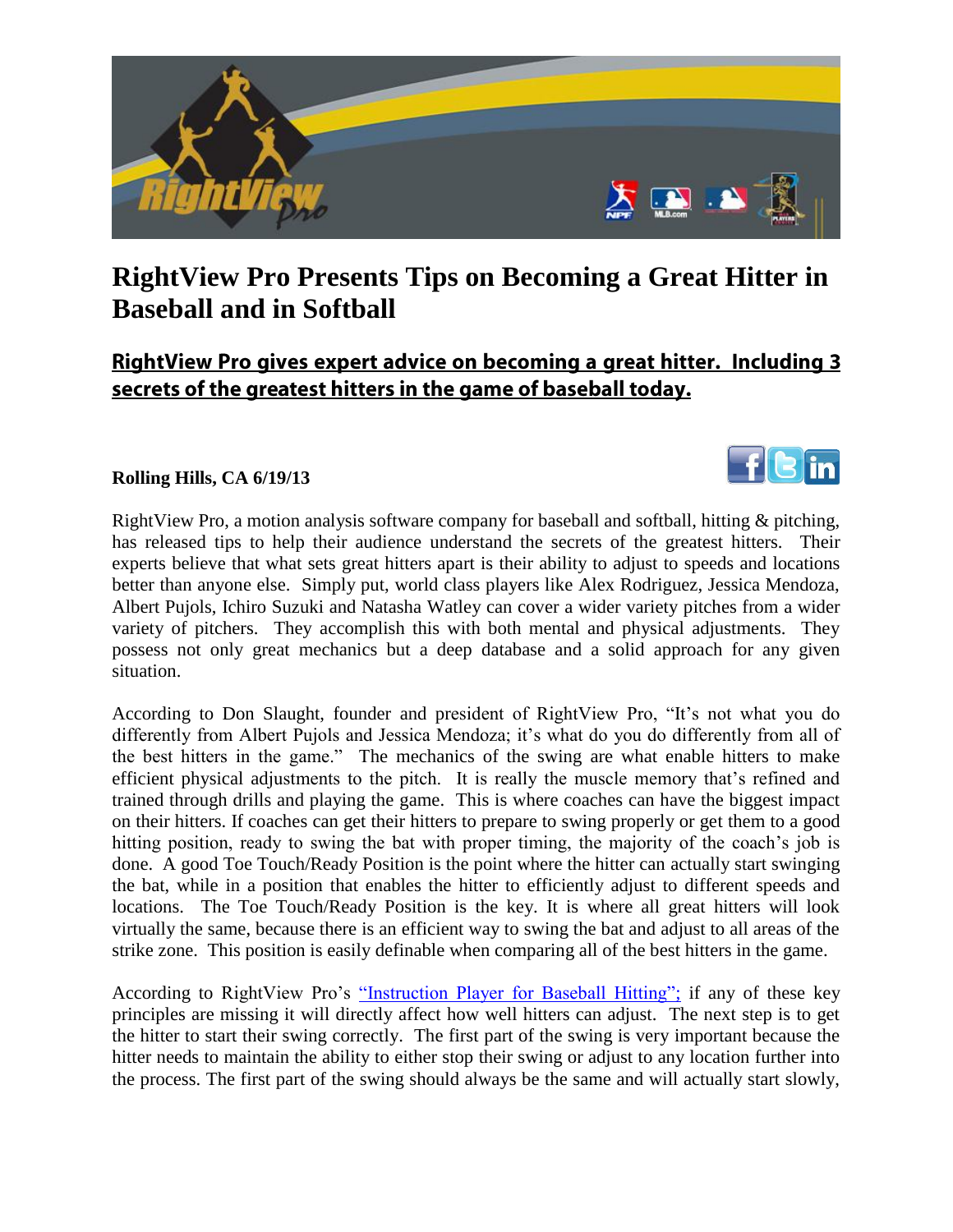# RightView Pro Presents Tips on Becoming a Great Hitter in Baseball and in Softball

## RightView Pro gives expert advice on becoming a great hitter. Including 3 secrets of the greatest hitters in the game of baseball today.

**Rolling Hills, CA 6/19/13**

RightView Pro, a motion analysis software company for baseball and softball, hitting & pitching, has released tips to help their audience understand the secrets of the greatest hitters. Their experts believe that what sets great hitters apart is their ability to adjust to speeds and locations better than anyone else. Simply put, world class players like Alex Rodriguez, Jessica Mendoza, Albert Pujols, Ichiro Suzuki and Natasha Watley can cover a wider variety pitches from a wider variety of pitchers. They accomplish this with both mental and physical adjustments. They possess not only great mechanics but a deep database and a solid approach for any given situation.

According to Don Slaught, founder and president of RightView Pro, "It's not what you do differently from Albert Pujols and Jessica Mendoza; it's what do you do differently from all of the best hitters in the game." The mechanics of the swing are what enable hitters to make efficient physical adjustments to the pitch. It is really the muscle memory that's refined and trained through drills and playing the game. This is where coaches can have the biggest impact on their hitters. If coaches can get their hitters to prepare to swing properly or get them to a good hitting position, ready to swing the bat with proper timing, the majority of the coach's job is done. A good Toe Touch/Ready Position is the point where the hitter can actually start swinging the bat, while in a position that enables the hitter to efficiently adjust to different speeds and locations. The Toe Touch/Ready Position is the key. It is where all great hitters will look virtually the same, because there is an efficient way to swing the bat and adjust to all areas of the strike zone. This position is easily definable when comparing all of the best hitters in the game.

According to RightView Pro's "Instruction Player for Baseball Hitting"; if any of these key principles are missing it will directly affect how well hitters can adjust. The next step is to get the hitter to start their swing correctly. The first part of the swing is very important because the hitter needs to maintain the ability to either stop their swing or adjust to any location further into the process. The first part of the swing should always be the same and will actually start slowly,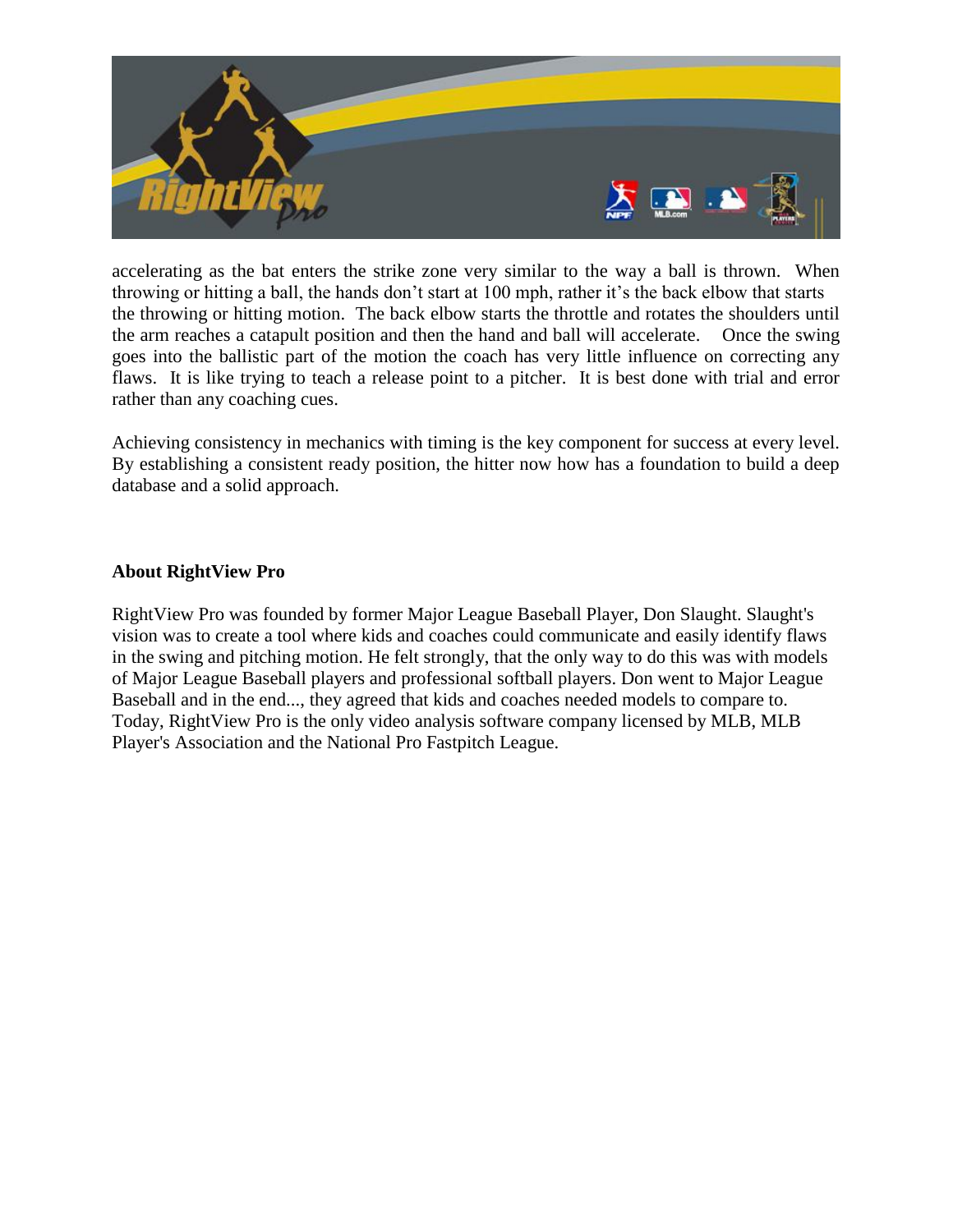accelerating as the bat enters the strike zone very similar to the way a ball is thrown. When throwing or hitting a ball, the hands don't start at 100 mph, rather it's the back elbow that starts the throwing or hitting motion. The back elbow starts the throttle and rotates the shoulders until the arm reaches a catapult position and then the hand and ball will accelerate. Once the swing goes into the ballistic part of the motion the coach has very little influence on correcting any flaws. It is like trying to teach a release point to a pitcher. It is best done with trial and error rather than any coaching cues.

Achieving consistency in mechanics with timing is the key component for success at every level. By establishing a consistent ready position, the hitter now how has a foundation to build a deep database and a solid approach.

**About RightView Pro**

RightView Pro was founded by former Major League Baseball Player, Don Slaught. Slaught's vision was to create a tool where kids and coaches could communicate and easily identify flaws in the swing and pitching motion. He felt strongly, that the only way to do this was with models of Major League Baseball players and professional softball players. Don went to Major League Baseball and in the end..., they agreed that kids and coaches needed models to compare to. Today, RightView Pro is the only video analysis software company licensed by MLB, MLB Player's Association and the National Pro Fastpitch League.